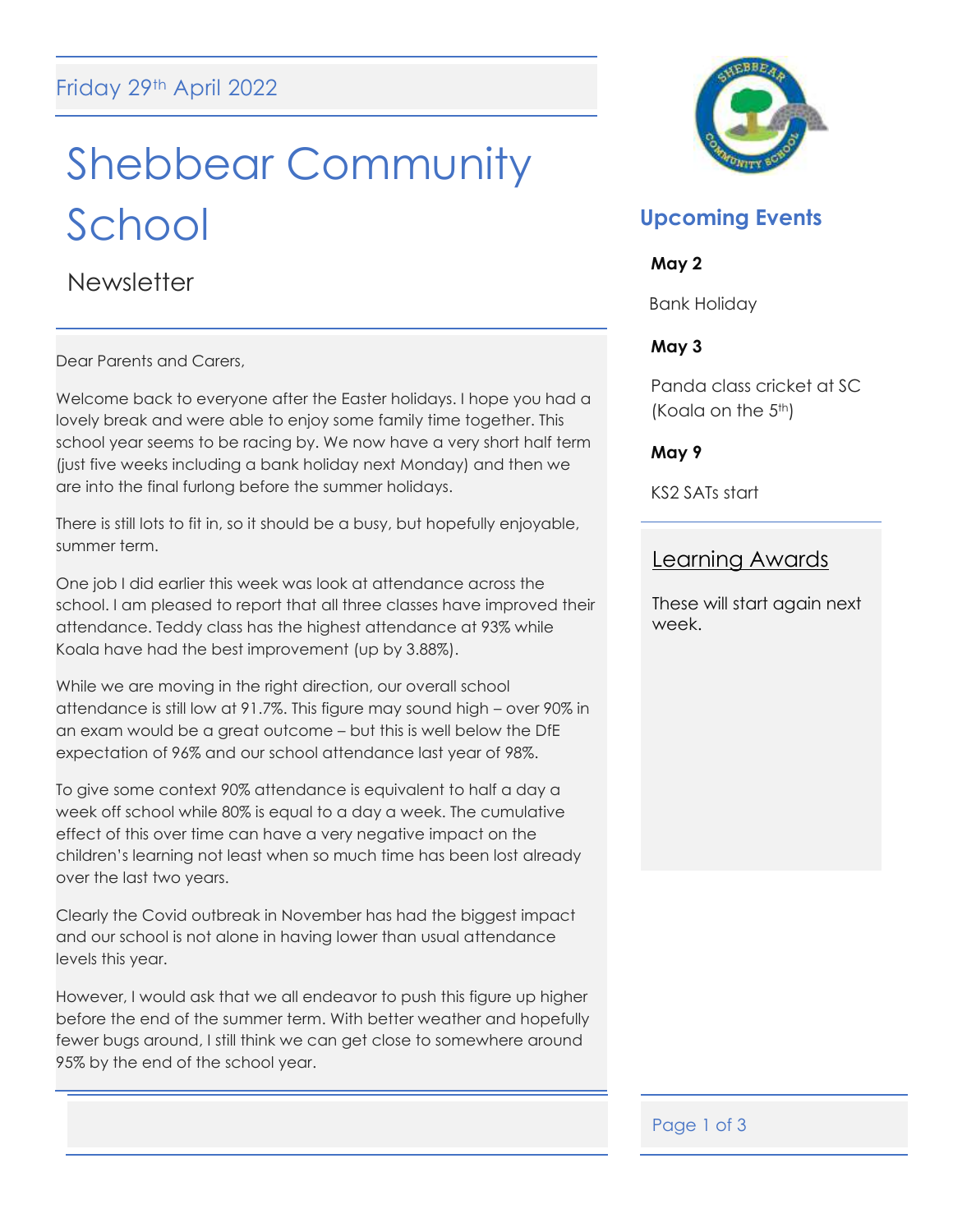Friday 29th April 2022

# Shebbear Community School

Newsletter

Dear Parents and Carers,

Welcome back to everyone after the Easter holidays. I hope you had a lovely break and were able to enjoy some family time together. This school year seems to be racing by. We now have a very short half term (just five weeks including a bank holiday next Monday) and then we are into the final furlong before the summer holidays.

There is still lots to fit in, so it should be a busy, but hopefully enjoyable, summer term.

One job I did earlier this week was look at attendance across the school. I am pleased to report that all three classes have improved their attendance. Teddy class has the highest attendance at 93% while Koala have had the best improvement (up by 3.88%).

While we are moving in the right direction, our overall school attendance is still low at 91.7%. This figure may sound high – over 90% in an exam would be a great outcome – but this is well below the DfE expectation of 96% and our school attendance last year of 98%.

To give some context 90% attendance is equivalent to half a day a week off school while 80% is equal to a day a week. The cumulative effect of this over time can have a very negative impact on the children's learning not least when so much time has been lost already over the last two years.

Clearly the Covid outbreak in November has had the biggest impact and our school is not alone in having lower than usual attendance levels this year.

However, I would ask that we all endeavor to push this figure up higher before the end of the summer term. With better weather and hopefully fewer bugs around, I still think we can get close to somewhere around 95% by the end of the school year.

## Upcoming Events

**May 2**

Bank Holiday

**May 3**

Panda class cricket at SC (Koala on the 5th)

**May 9**

KS2 SATs start

## Learning Awards

These will start again next week.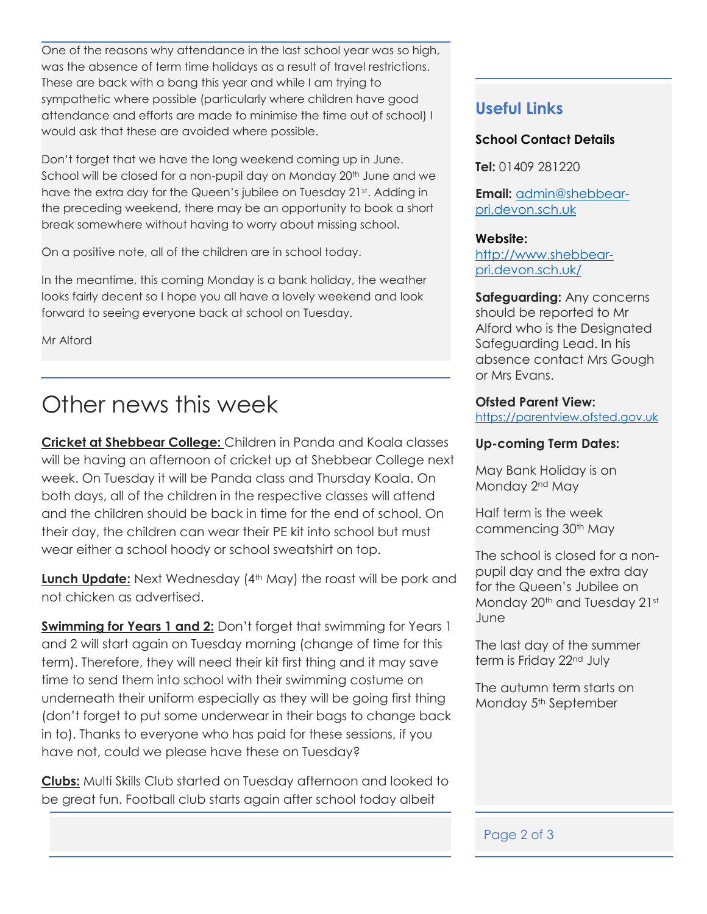One of the reasons why attendance in the last school year was so high, was the absence of term time holidays as a result of travel restrictions. These are back with a bang this year and while I am trying to sympathetic where possible (particularly where children have good attendance and efforts are made to minimise the time out of school) I would ask that these are avoided where possible.

Don't forget that we have the long weekend coming up in June. School will be closed for a non-pupil day on Monday 20th June and we have the extra day for the Queen's jubilee on Tuesday 21st. Adding in the preceding weekend, there may be an opportunity to book a short break somewhere without having to worry about missing school.

On a positive note, all of the children are in school today.

In the meantime, this coming Monday is a bank holiday, the weather looks fairly decent so I hope you all have a lovely weekend and look forward to seeing everyone back at school on Tuesday.

Mr Alford

# Other news this week

**Cricket at Shebbear College:** Children in Panda and Koala classes will be having an afternoon of cricket up at Shebbear College next week. On Tuesday it will be Panda class and Thursday Koala. On both days, all of the children in the respective classes will attend and the children should be back in time for the end of school. On their day, the children can wear their PE kit into school but must wear either a school hoody or school sweatshirt on top.

**Lunch Update:** Next Wednesday (4th May) the roast will be pork and not chicken as advertised.

**Swimming for Years 1 and 2:** Don't forget that swimming for Years 1 and 2 will start again on Tuesday morning (change of time for this term). Therefore, they will need their kit first thing and it may save time to send them into school with their swimming costume on underneath their uniform especially as they will be going first thing (don't forget to put some underwear in their bags to change back in to). Thanks to everyone who has paid for these sessions, if you have not, could we please have these on Tuesday?

**Clubs:** Multi Skills Club started on Tuesday afternoon and looked to be great fun. Football club starts again after school today albeit

## Useful Links

**School Contact Details**

**Tel:** 01409 281220

**Email:** admin@shebbear-pri.devon.sch.uk

**Website:** http://www.shebbear-pri.devon.sch.uk/

**Safeguarding:** Any concerns should be reported to Mr Alford who is the Designated Safeguarding Lead. In his absence contact Mrs Gough or Mrs Evans.

**Ofsted Parent View:** https://parentview.ofsted.gov.uk

**Up-coming Term Dates:**

May Bank Holiday is on Monday 2nd May

Half term is the week commencing 30th May

The school is closed for a non-pupil day and the extra day for the Queen's Jubilee on Monday 20th and Tuesday 21st June

The last day of the summer term is Friday 22nd July

The autumn term starts on Monday 5th September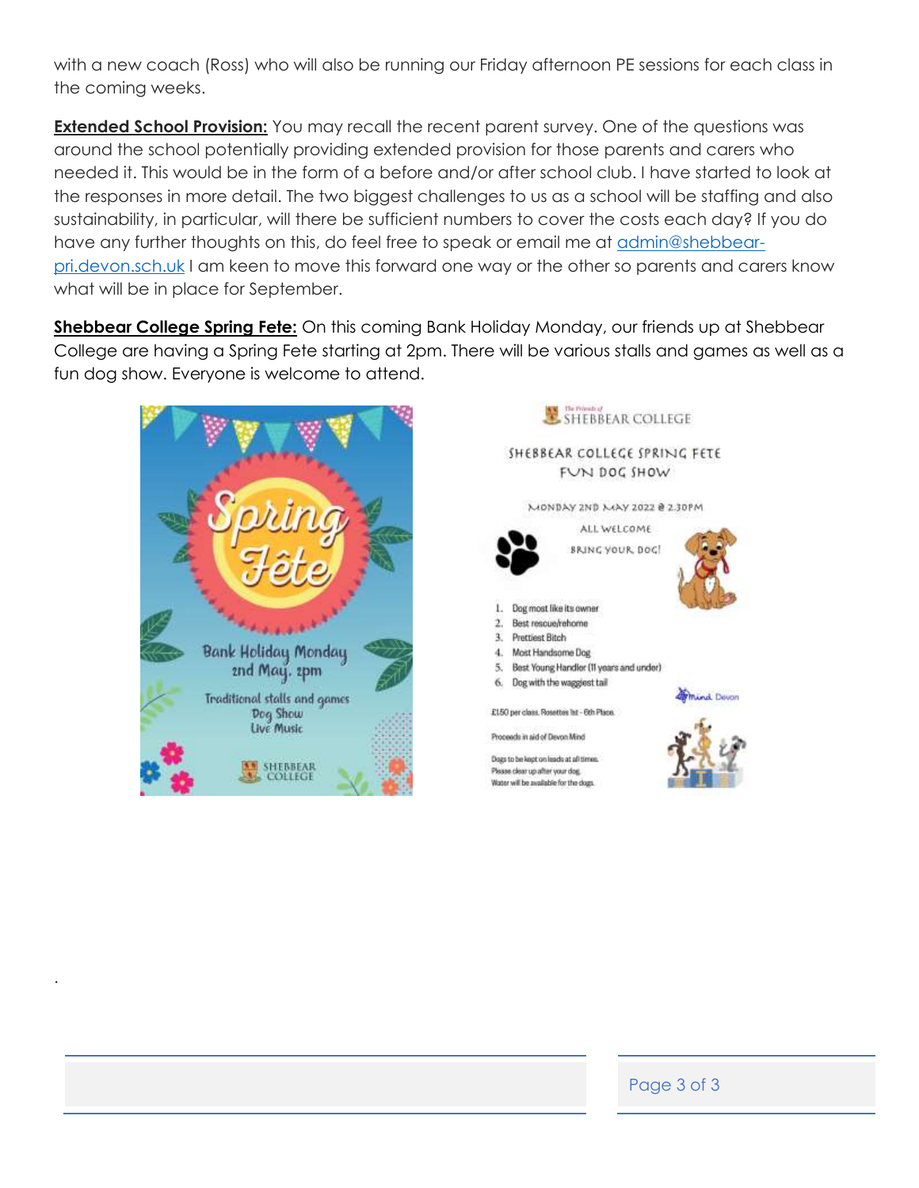with a new coach (Ross) who will also be running our Friday afternoon PE sessions for each class in the coming weeks.

**Extended School Provision:** You may recall the recent parent survey. One of the questions was around the school potentially providing extended provision for those parents and carers who needed it. This would be in the form of a before and/or after school club. I have started to look at the responses in more detail. The two biggest challenges to us as a school will be staffing and also sustainability, in particular, will there be sufficient numbers to cover the costs each day? If you do have any further thoughts on this, do feel free to speak or email me at admin@shebbear-pri.devon.sch.uk I am keen to move this forward one way or the other so parents and carers know what will be in place for September.

**Shebbear College Spring Fete:** On this coming Bank Holiday Monday, our friends up at Shebbear College are having a Spring Fete starting at 2pm. There will be various stalls and games as well as a fun dog show. Everyone is welcome to attend.

Spring Fête

Bank Holiday Monday 2nd May. 2pm

Traditional stalls and games

Dog Show

Live Music

SHEBBEAR COLLEGE

The Friends of SHEBBEAR COLLEGE

SHEBBEAR COLLEGE SPRING FETE

FUN DOG SHOW

MONDAY 2ND MAY 2022 @ 2.30PM

ALL WELCOME

BRING YOUR DOG!

1. Dog most like its owner
2. Best rescue/rehome
3. Prettiest Bitch
4. Most Handsome Dog
5. Best Young Handler (11 years and under)
6. Dog with the waggiest tail

£1.50 per class. Rosettes 1st - 6th Place.

Proceeds in aid of Devon Mind

Mind Devon

Dogs to be kept on leads at all times.
Please clear up after your dog.
Water will be available for the dogs.